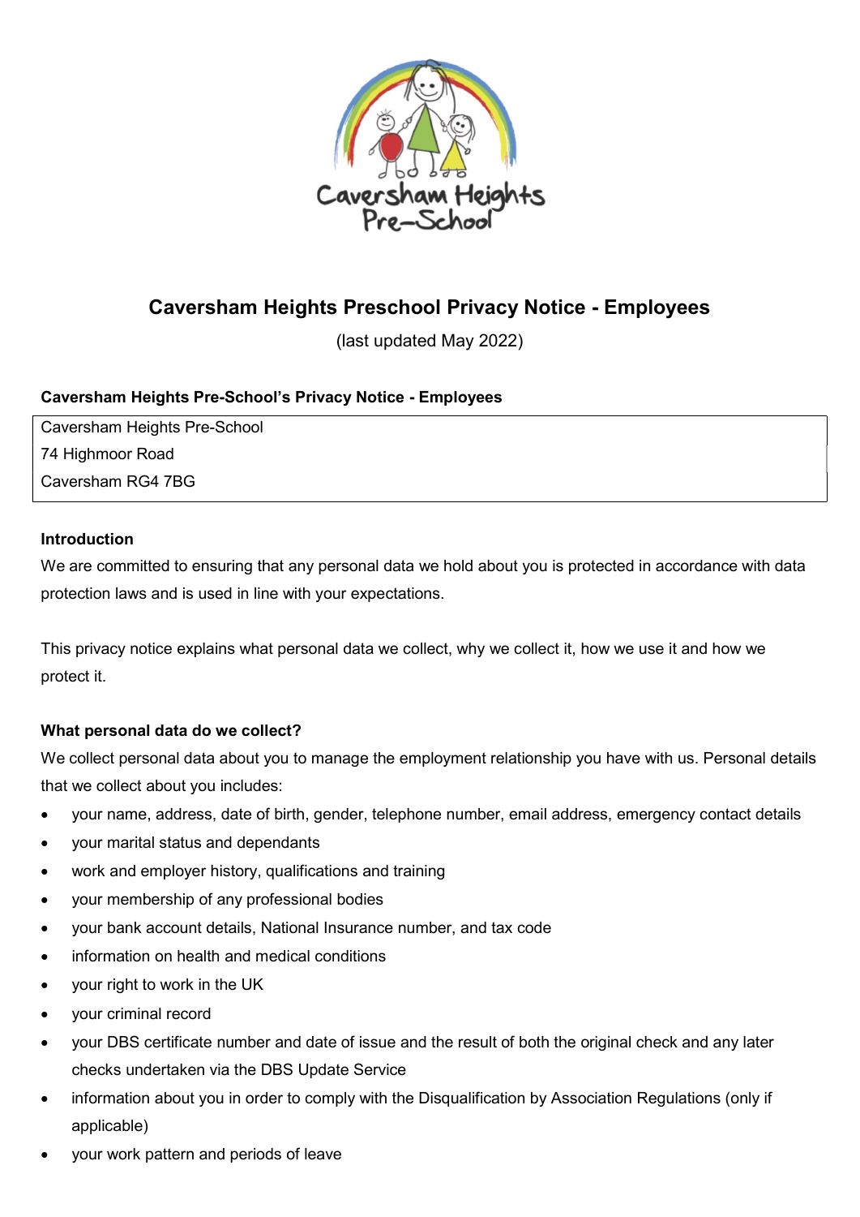# Caversham Heights Preschool Privacy Notice - Employees

(last updated May 2022)

**Caversham Heights Pre-School's Privacy Notice - Employees**

| Caversham Heights Pre-School<br>74 Highmoor Road<br>Caversham RG4 7BG |
|---|

**Introduction**

We are committed to ensuring that any personal data we hold about you is protected in accordance with data protection laws and is used in line with your expectations.

This privacy notice explains what personal data we collect, why we collect it, how we use it and how we protect it.

**What personal data do we collect?**

We collect personal data about you to manage the employment relationship you have with us. Personal details that we collect about you includes:

- your name, address, date of birth, gender, telephone number, email address, emergency contact details
- your marital status and dependants
- work and employer history, qualifications and training
- your membership of any professional bodies
- your bank account details, National Insurance number, and tax code
- information on health and medical conditions
- your right to work in the UK
- your criminal record
- your DBS certificate number and date of issue and the result of both the original check and any later checks undertaken via the DBS Update Service
- information about you in order to comply with the Disqualification by Association Regulations (only if applicable)
- your work pattern and periods of leave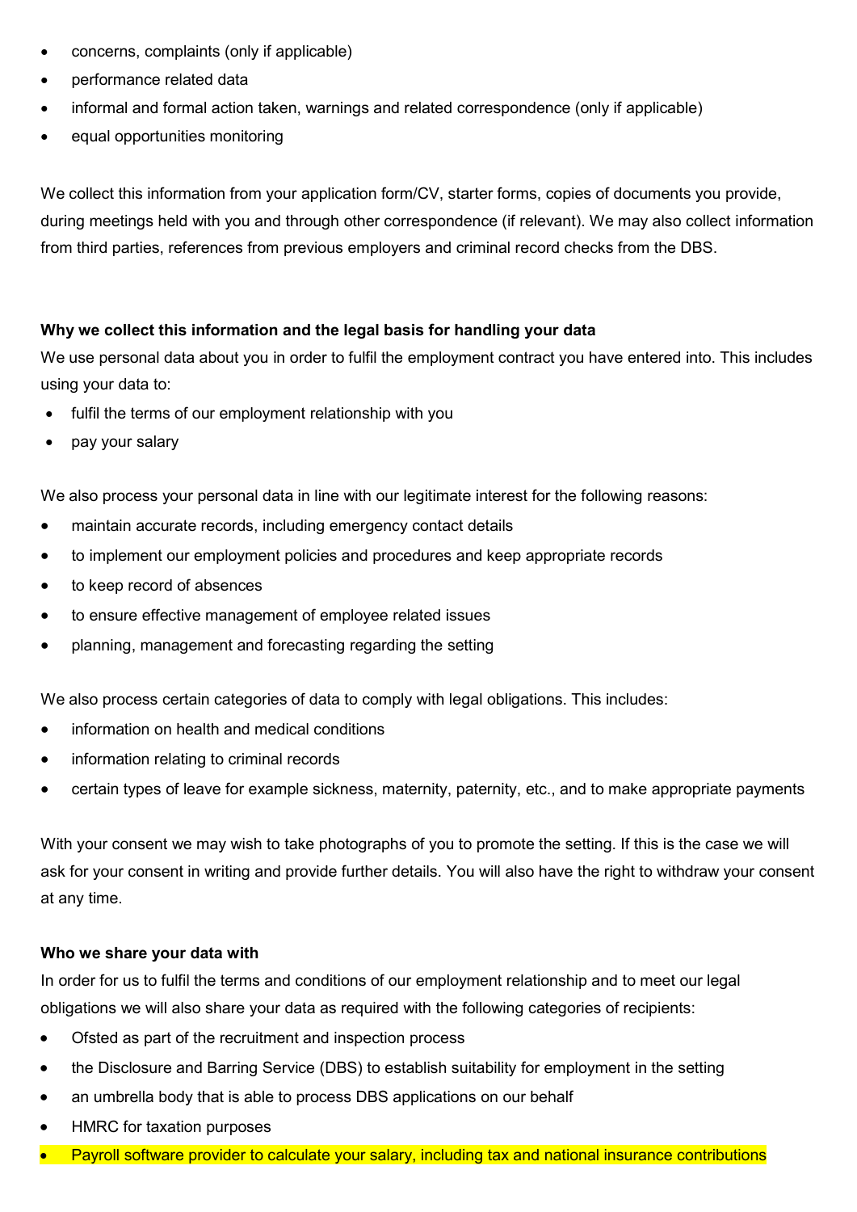- concerns, complaints (only if applicable)
- performance related data
- informal and formal action taken, warnings and related correspondence (only if applicable)
- equal opportunities monitoring

We collect this information from your application form/CV, starter forms, copies of documents you provide, during meetings held with you and through other correspondence (if relevant). We may also collect information from third parties, references from previous employers and criminal record checks from the DBS.

**Why we collect this information and the legal basis for handling your data**

We use personal data about you in order to fulfil the employment contract you have entered into. This includes using your data to:

- fulfil the terms of our employment relationship with you
- pay your salary

We also process your personal data in line with our legitimate interest for the following reasons:

- maintain accurate records, including emergency contact details
- to implement our employment policies and procedures and keep appropriate records
- to keep record of absences
- to ensure effective management of employee related issues
- planning, management and forecasting regarding the setting

We also process certain categories of data to comply with legal obligations. This includes:

- information on health and medical conditions
- information relating to criminal records
- certain types of leave for example sickness, maternity, paternity, etc., and to make appropriate payments

With your consent we may wish to take photographs of you to promote the setting. If this is the case we will ask for your consent in writing and provide further details. You will also have the right to withdraw your consent at any time.

**Who we share your data with**

In order for us to fulfil the terms and conditions of our employment relationship and to meet our legal obligations we will also share your data as required with the following categories of recipients:

- Ofsted as part of the recruitment and inspection process
- the Disclosure and Barring Service (DBS) to establish suitability for employment in the setting
- an umbrella body that is able to process DBS applications on our behalf
- HMRC for taxation purposes
- Payroll software provider to calculate your salary, including tax and national insurance contributions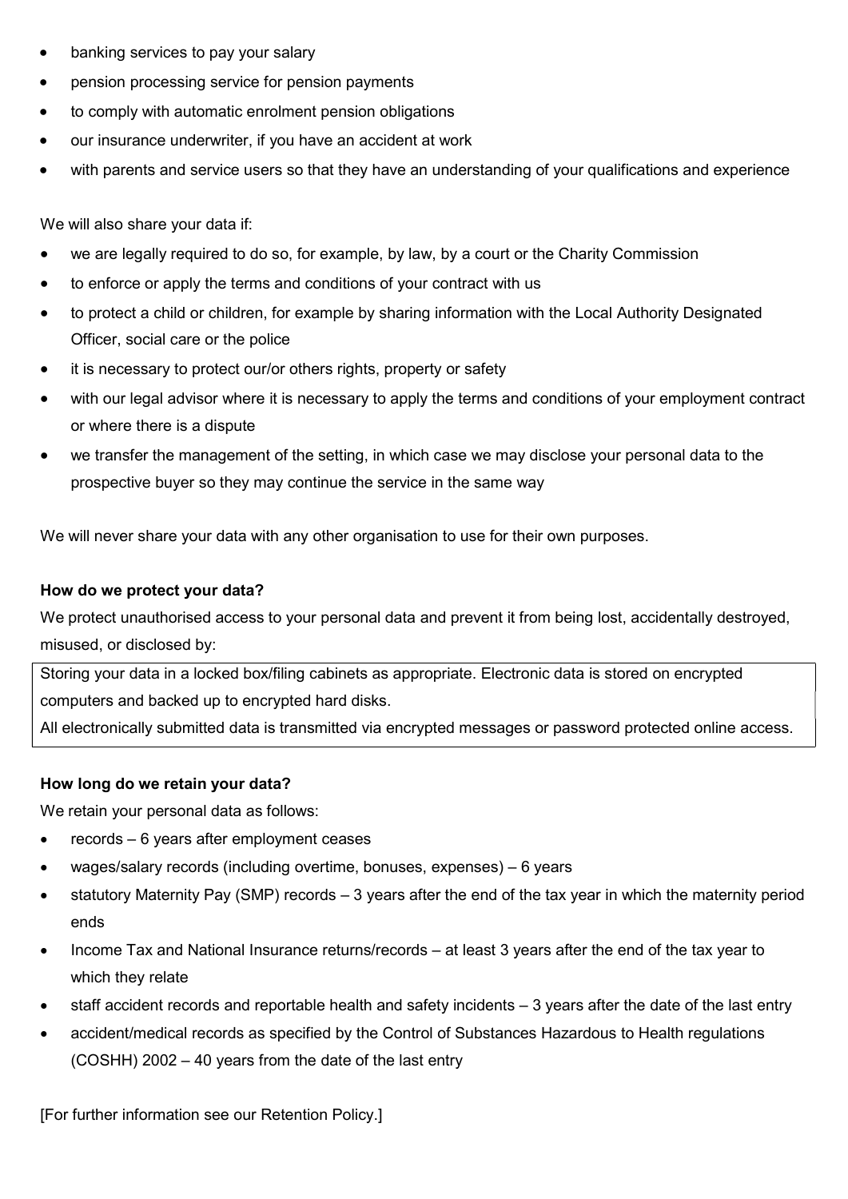- banking services to pay your salary
- pension processing service for pension payments
- to comply with automatic enrolment pension obligations
- our insurance underwriter, if you have an accident at work
- with parents and service users so that they have an understanding of your qualifications and experience

We will also share your data if:

- we are legally required to do so, for example, by law, by a court or the Charity Commission
- to enforce or apply the terms and conditions of your contract with us
- to protect a child or children, for example by sharing information with the Local Authority Designated Officer, social care or the police
- it is necessary to protect our/or others rights, property or safety
- with our legal advisor where it is necessary to apply the terms and conditions of your employment contract or where there is a dispute
- we transfer the management of the setting, in which case we may disclose your personal data to the prospective buyer so they may continue the service in the same way

We will never share your data with any other organisation to use for their own purposes.

**How do we protect your data?**

We protect unauthorised access to your personal data and prevent it from being lost, accidentally destroyed, misused, or disclosed by:

Storing your data in a locked box/filing cabinets as appropriate. Electronic data is stored on encrypted computers and backed up to encrypted hard disks.
All electronically submitted data is transmitted via encrypted messages or password protected online access.

**How long do we retain your data?**

We retain your personal data as follows:

- records – 6 years after employment ceases
- wages/salary records (including overtime, bonuses, expenses) – 6 years
- statutory Maternity Pay (SMP) records – 3 years after the end of the tax year in which the maternity period ends
- Income Tax and National Insurance returns/records – at least 3 years after the end of the tax year to which they relate
- staff accident records and reportable health and safety incidents – 3 years after the date of the last entry
- accident/medical records as specified by the Control of Substances Hazardous to Health regulations (COSHH) 2002 – 40 years from the date of the last entry

[For further information see our Retention Policy.]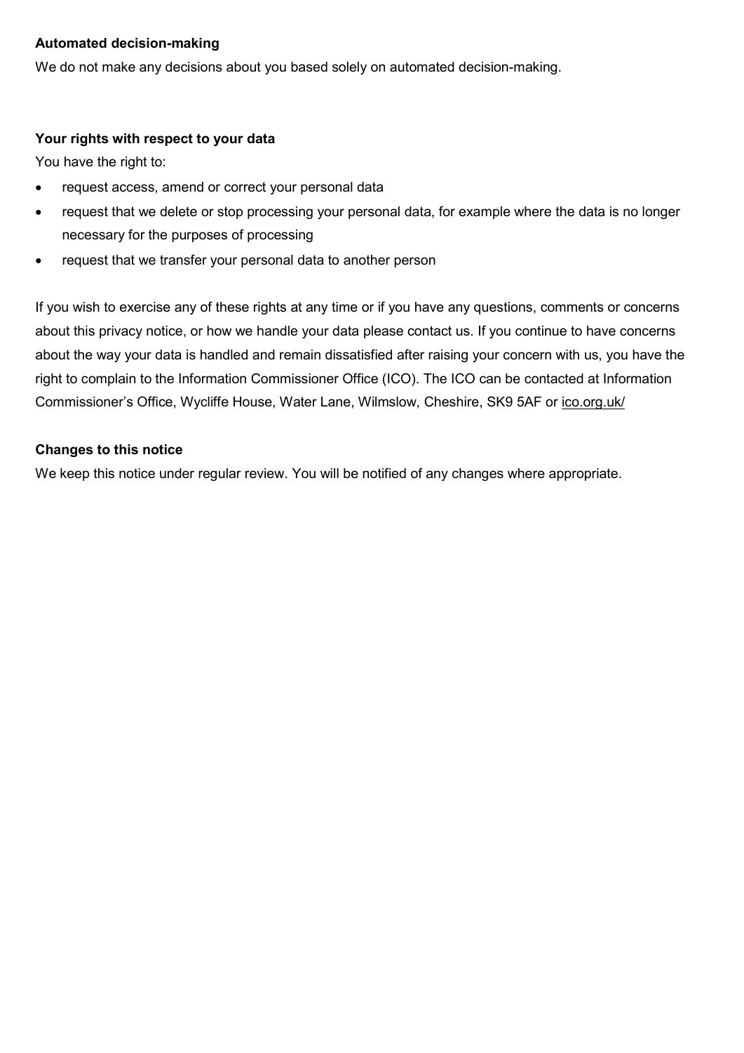### Automated decision-making

We do not make any decisions about you based solely on automated decision-making.

### Your rights with respect to your data

You have the right to:

- request access, amend or correct your personal data
- request that we delete or stop processing your personal data, for example where the data is no longer necessary for the purposes of processing
- request that we transfer your personal data to another person

If you wish to exercise any of these rights at any time or if you have any questions, comments or concerns about this privacy notice, or how we handle your data please contact us. If you continue to have concerns about the way your data is handled and remain dissatisfied after raising your concern with us, you have the right to complain to the Information Commissioner Office (ICO). The ICO can be contacted at Information Commissioner's Office, Wycliffe House, Water Lane, Wilmslow, Cheshire, SK9 5AF or ico.org.uk/

### Changes to this notice

We keep this notice under regular review. You will be notified of any changes where appropriate.